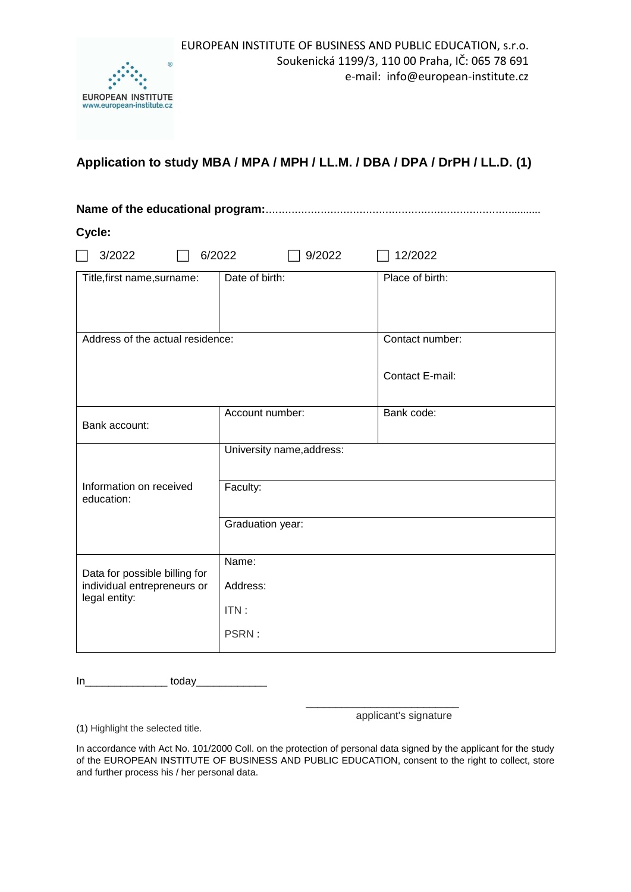EUROPEAN INSTITUTE OF BUSINESS AND PUBLIC EDUCATION, s.r.o.
Soukenická 1199/3, 110 00 Praha, IČ: 065 78 691
e-mail: info@european-institute.cz

EUROPEAN INSTITUTE
www.european-institute.cz

## Application to study MBA / MPA / MPH / LL.M. / DBA / DPA / DrPH / LL.D. (1)

**Name of the educational program:**...........................................................................................

**Cycle:**

☐ 3/2022 ☐ 6/2022 ☐ 9/2022 ☐ 12/2022

| Title,first name,surname: | Date of birth: | Place of birth: |
|---|---|---|
| Address of the actual residence: | | Contact number:<br><br>Contact E-mail: |
| Bank account: | Account number: | Bank code: |
| Information on received education: | University name,address: | |
| | Faculty: | |
| | Graduation year: | |
| Data for possible billing for individual entrepreneurs or legal entity: | Name:<br><br>Address:<br><br>ITN :<br><br>PSRN : | |

In______________ today____________

___________________________
applicant's signature

(1) Highlight the selected title.

In accordance with Act No. 101/2000 Coll. on the protection of personal data signed by the applicant for the study of the EUROPEAN INSTITUTE OF BUSINESS AND PUBLIC EDUCATION, consent to the right to collect, store and further process his / her personal data.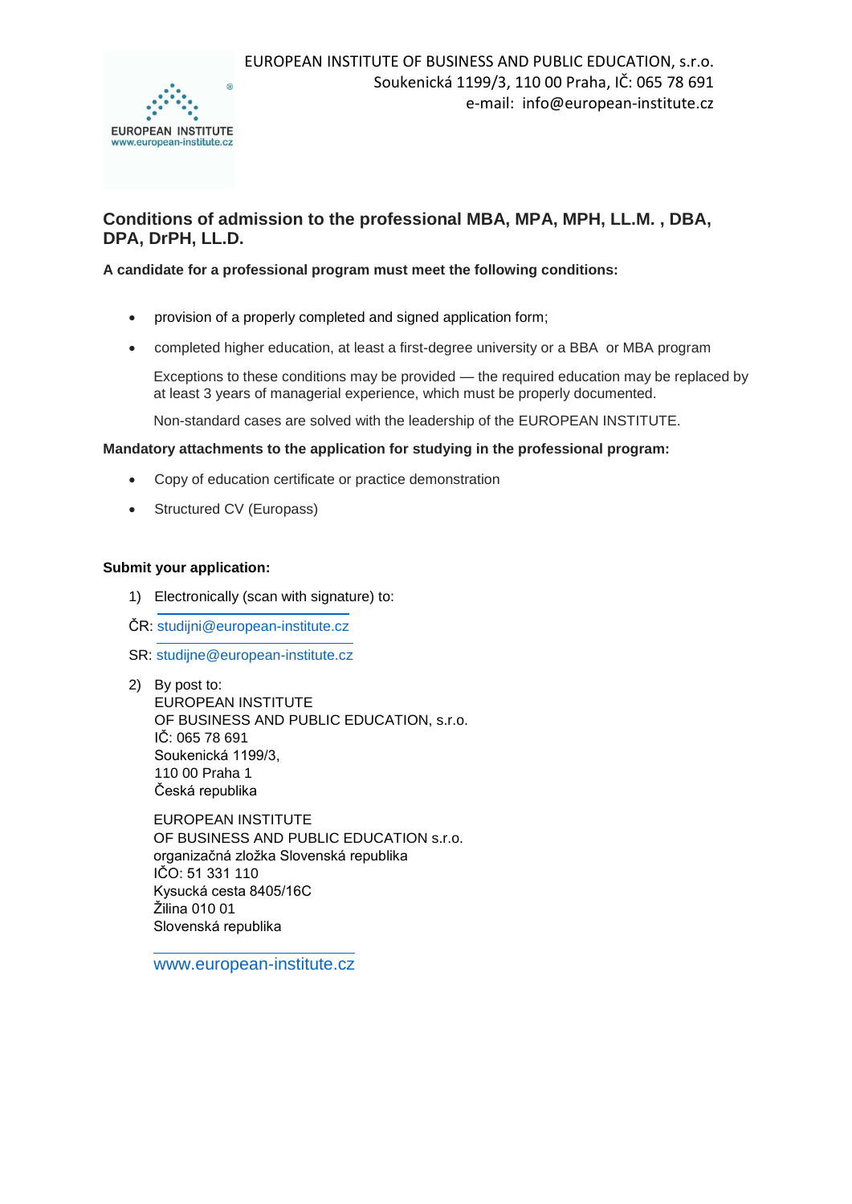EUROPEAN INSTITUTE OF BUSINESS AND PUBLIC EDUCATION, s.r.o.
Soukenická 1199/3, 110 00 Praha, IČ: 065 78 691
e-mail: info@european-institute.cz

## Conditions of admission to the professional MBA, MPA, MPH, LL.M. , DBA, DPA, DrPH, LL.D.

**A candidate for a professional program must meet the following conditions:**

- provision of a properly completed and signed application form;
- completed higher education, at least a first-degree university or a BBA or MBA program

  Exceptions to these conditions may be provided — the required education may be replaced by at least 3 years of managerial experience, which must be properly documented.

  Non-standard cases are solved with the leadership of the EUROPEAN INSTITUTE.

**Mandatory attachments to the application for studying in the professional program:**

- Copy of education certificate or practice demonstration
- Structured CV (Europass)

**Submit your application:**

1) Electronically (scan with signature) to:

ČR: studijni@european-institute.cz

SR: studijne@european-institute.cz

2) By post to:
EUROPEAN INSTITUTE
OF BUSINESS AND PUBLIC EDUCATION, s.r.o.
IČ: 065 78 691
Soukenická 1199/3,
110 00 Praha 1
Česká republika

EUROPEAN INSTITUTE
OF BUSINESS AND PUBLIC EDUCATION s.r.o.
organizačná zložka Slovenská republika
IČO: 51 331 110
Kysucká cesta 8405/16C
Žilina 010 01
Slovenská republika

www.european-institute.cz